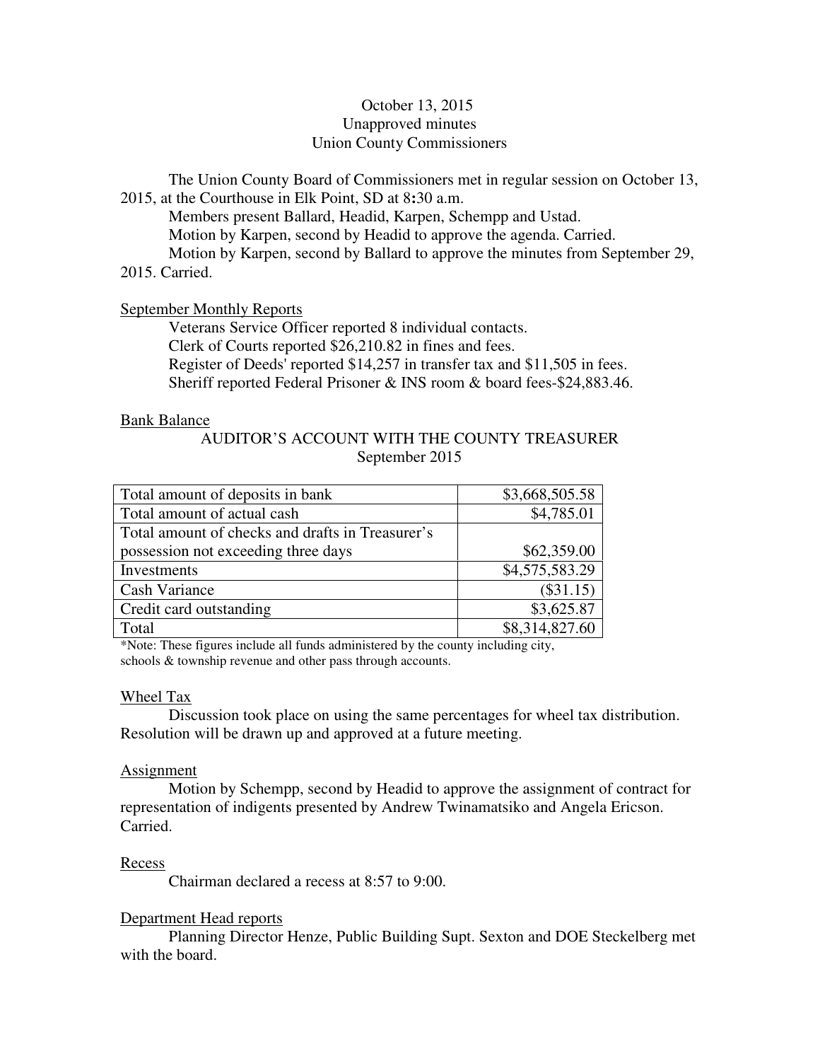October 13, 2015
Unapproved minutes
Union County Commissioners

The Union County Board of Commissioners met in regular session on October 13, 2015, at the Courthouse in Elk Point, SD at 8:30 a.m.

Members present Ballard, Headid, Karpen, Schempp and Ustad.

Motion by Karpen, second by Headid to approve the agenda. Carried.

Motion by Karpen, second by Ballard to approve the minutes from September 29, 2015. Carried.

<u>September Monthly Reports</u>

Veterans Service Officer reported 8 individual contacts.
Clerk of Courts reported $26,210.82 in fines and fees.
Register of Deeds' reported $14,257 in transfer tax and $11,505 in fees.
Sheriff reported Federal Prisoner & INS room & board fees-$24,883.46.

<u>Bank Balance</u>

AUDITOR'S ACCOUNT WITH THE COUNTY TREASURER
September 2015

| | |
|---|---:|
| Total amount of deposits in bank | $3,668,505.58 |
| Total amount of actual cash | $4,785.01 |
| Total amount of checks and drafts in Treasurer's possession not exceeding three days | $62,359.00 |
| Investments | $4,575,583.29 |
| Cash Variance | ($31.15) |
| Credit card outstanding | $3,625.87 |
| Total | $8,314,827.60 |

*Note: These figures include all funds administered by the county including city, schools & township revenue and other pass through accounts.

<u>Wheel Tax</u>

Discussion took place on using the same percentages for wheel tax distribution. Resolution will be drawn up and approved at a future meeting.

<u>Assignment</u>

Motion by Schempp, second by Headid to approve the assignment of contract for representation of indigents presented by Andrew Twinamatsiko and Angela Ericson. Carried.

<u>Recess</u>

Chairman declared a recess at 8:57 to 9:00.

<u>Department Head reports</u>

Planning Director Henze, Public Building Supt. Sexton and DOE Steckelberg met with the board.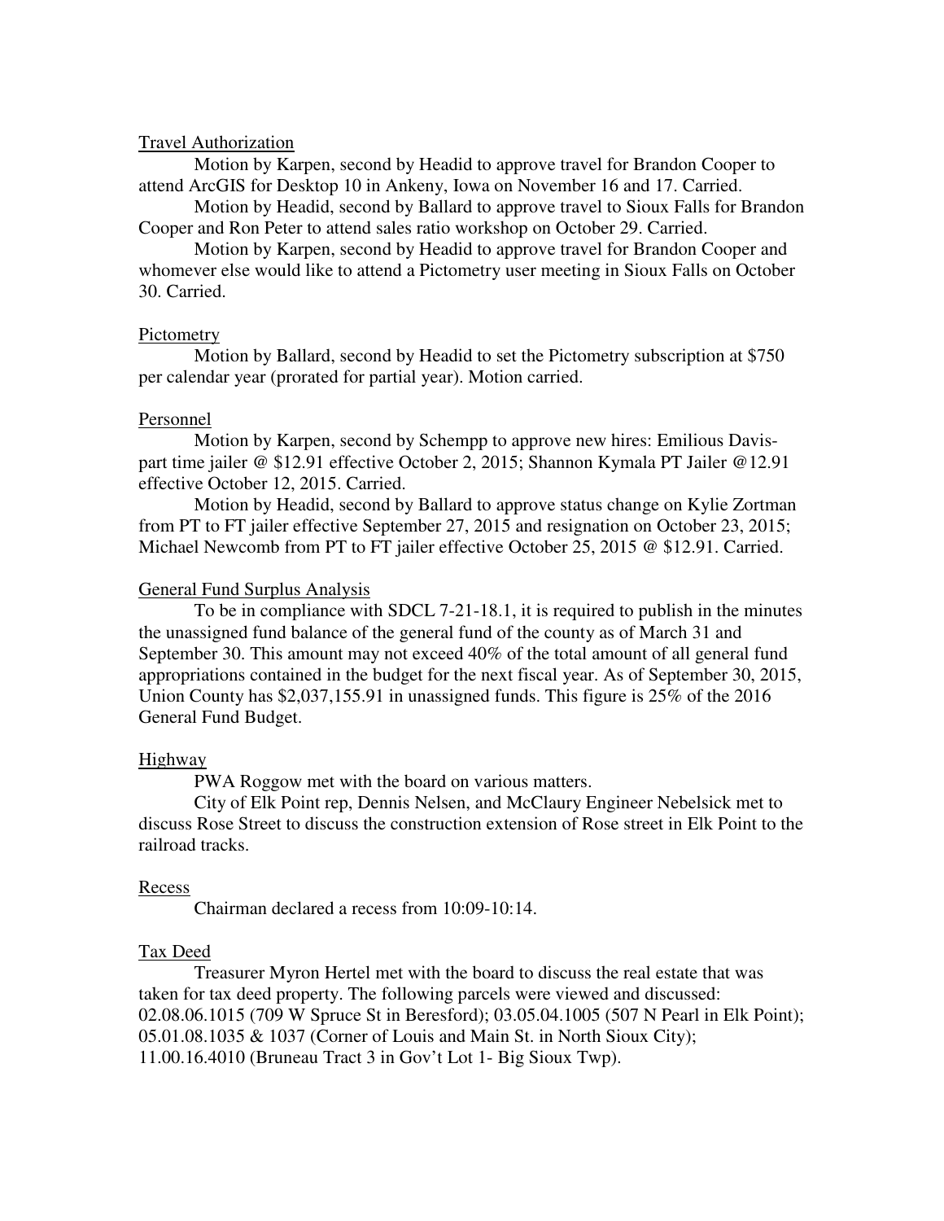Travel Authorization

Motion by Karpen, second by Headid to approve travel for Brandon Cooper to attend ArcGIS for Desktop 10 in Ankeny, Iowa on November 16 and 17. Carried.

Motion by Headid, second by Ballard to approve travel to Sioux Falls for Brandon Cooper and Ron Peter to attend sales ratio workshop on October 29. Carried.

Motion by Karpen, second by Headid to approve travel for Brandon Cooper and whomever else would like to attend a Pictometry user meeting in Sioux Falls on October 30. Carried.

Pictometry

Motion by Ballard, second by Headid to set the Pictometry subscription at $750 per calendar year (prorated for partial year). Motion carried.

Personnel

Motion by Karpen, second by Schempp to approve new hires: Emilious Davis- part time jailer @ $12.91 effective October 2, 2015; Shannon Kymala PT Jailer @12.91 effective October 12, 2015. Carried.

Motion by Headid, second by Ballard to approve status change on Kylie Zortman from PT to FT jailer effective September 27, 2015 and resignation on October 23, 2015; Michael Newcomb from PT to FT jailer effective October 25, 2015 @ $12.91. Carried.

General Fund Surplus Analysis

To be in compliance with SDCL 7-21-18.1, it is required to publish in the minutes the unassigned fund balance of the general fund of the county as of March 31 and September 30. This amount may not exceed 40% of the total amount of all general fund appropriations contained in the budget for the next fiscal year. As of September 30, 2015, Union County has $2,037,155.91 in unassigned funds. This figure is 25% of the 2016 General Fund Budget.

Highway

PWA Roggow met with the board on various matters.

City of Elk Point rep, Dennis Nelsen, and McClaury Engineer Nebelsick met to discuss Rose Street to discuss the construction extension of Rose street in Elk Point to the railroad tracks.

Recess

Chairman declared a recess from 10:09-10:14.

Tax Deed

Treasurer Myron Hertel met with the board to discuss the real estate that was taken for tax deed property. The following parcels were viewed and discussed: 02.08.06.1015 (709 W Spruce St in Beresford); 03.05.04.1005 (507 N Pearl in Elk Point); 05.01.08.1035 & 1037 (Corner of Louis and Main St. in North Sioux City); 11.00.16.4010 (Bruneau Tract 3 in Gov't Lot 1- Big Sioux Twp).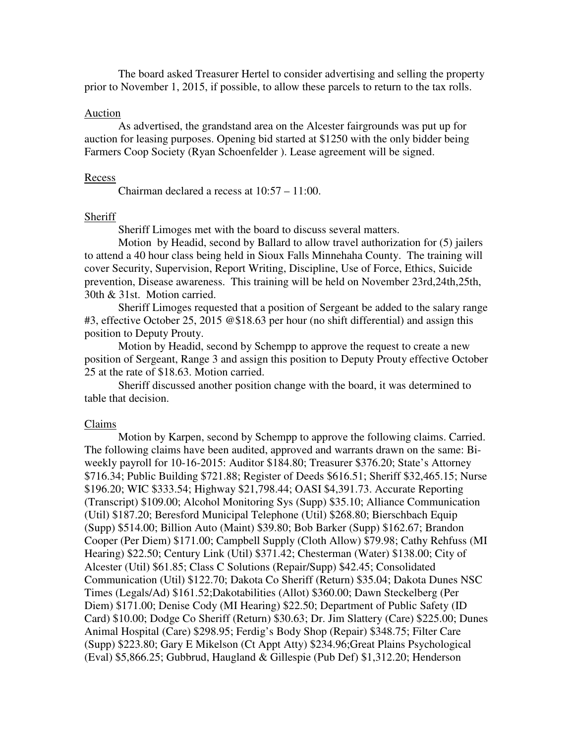The board asked Treasurer Hertel to consider advertising and selling the property prior to November 1, 2015, if possible, to allow these parcels to return to the tax rolls.

Auction

As advertised, the grandstand area on the Alcester fairgrounds was put up for auction for leasing purposes. Opening bid started at $1250 with the only bidder being Farmers Coop Society (Ryan Schoenfelder ). Lease agreement will be signed.

Recess

Chairman declared a recess at 10:57 – 11:00.

Sheriff

Sheriff Limoges met with the board to discuss several matters.

Motion by Headid, second by Ballard to allow travel authorization for (5) jailers to attend a 40 hour class being held in Sioux Falls Minnehaha County. The training will cover Security, Supervision, Report Writing, Discipline, Use of Force, Ethics, Suicide prevention, Disease awareness. This training will be held on November 23rd,24th,25th, 30th & 31st. Motion carried.

Sheriff Limoges requested that a position of Sergeant be added to the salary range #3, effective October 25, 2015 @$18.63 per hour (no shift differential) and assign this position to Deputy Prouty.

Motion by Headid, second by Schempp to approve the request to create a new position of Sergeant, Range 3 and assign this position to Deputy Prouty effective October 25 at the rate of $18.63. Motion carried.

Sheriff discussed another position change with the board, it was determined to table that decision.

Claims

Motion by Karpen, second by Schempp to approve the following claims. Carried. The following claims have been audited, approved and warrants drawn on the same: Bi-weekly payroll for 10-16-2015: Auditor $184.80; Treasurer $376.20; State's Attorney $716.34; Public Building $721.88; Register of Deeds $616.51; Sheriff $32,465.15; Nurse $196.20; WIC $333.54; Highway $21,798.44; OASI $4,391.73. Accurate Reporting (Transcript) $109.00; Alcohol Monitoring Sys (Supp) $35.10; Alliance Communication (Util) $187.20; Beresford Municipal Telephone (Util) $268.80; Bierschbach Equip (Supp) $514.00; Billion Auto (Maint) $39.80; Bob Barker (Supp) $162.67; Brandon Cooper (Per Diem) $171.00; Campbell Supply (Cloth Allow) $79.98; Cathy Rehfuss (MI Hearing) $22.50; Century Link (Util) $371.42; Chesterman (Water) $138.00; City of Alcester (Util) $61.85; Class C Solutions (Repair/Supp) $42.45; Consolidated Communication (Util) $122.70; Dakota Co Sheriff (Return) $35.04; Dakota Dunes NSC Times (Legals/Ad) $161.52;Dakotabilities (Allot) $360.00; Dawn Steckelberg (Per Diem) $171.00; Denise Cody (MI Hearing) $22.50; Department of Public Safety (ID Card) $10.00; Dodge Co Sheriff (Return) $30.63; Dr. Jim Slattery (Care) $225.00; Dunes Animal Hospital (Care) $298.95; Ferdig's Body Shop (Repair) $348.75; Filter Care (Supp) $223.80; Gary E Mikelson (Ct Appt Atty) $234.96;Great Plains Psychological (Eval) $5,866.25; Gubbrud, Haugland & Gillespie (Pub Def) $1,312.20; Henderson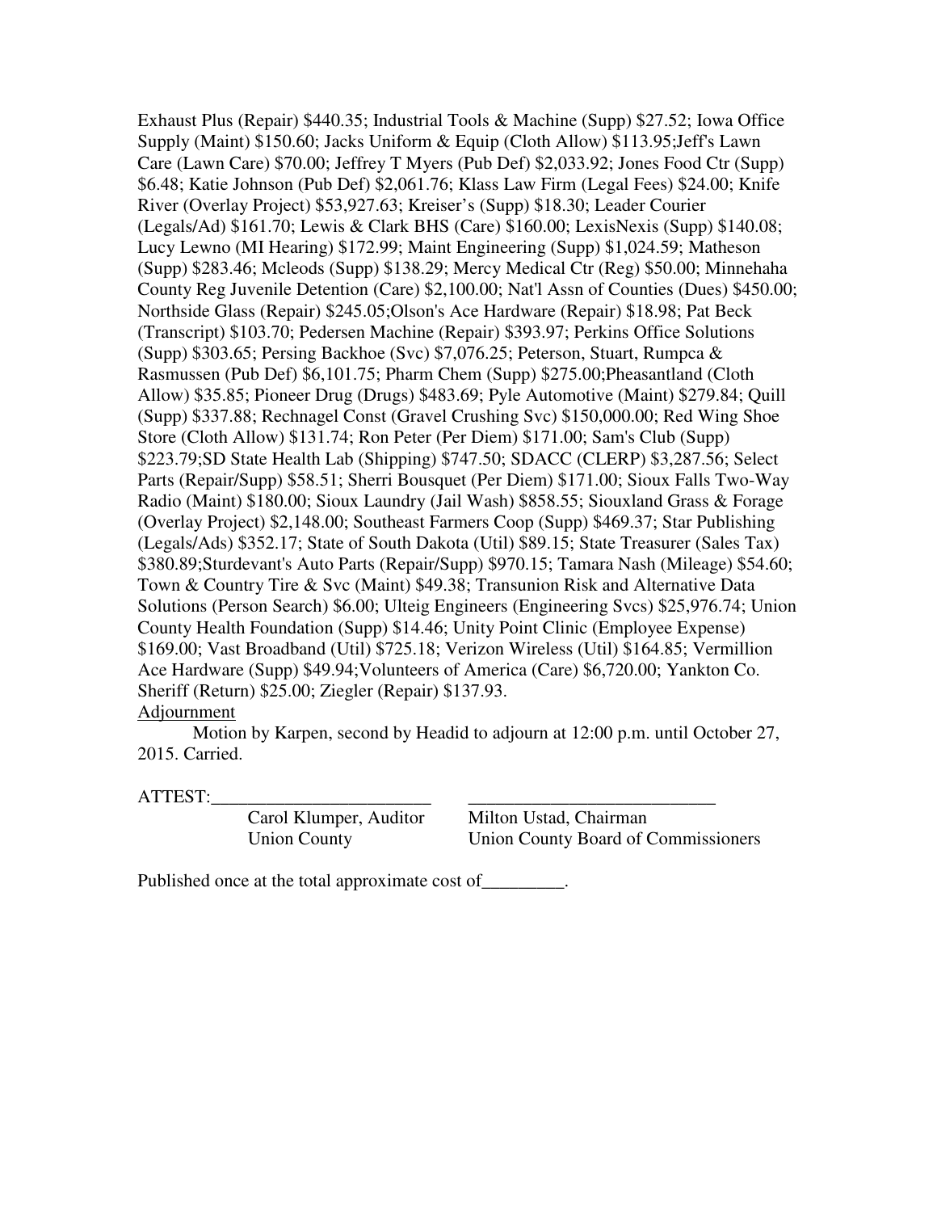Exhaust Plus (Repair) $440.35; Industrial Tools & Machine (Supp) $27.52; Iowa Office Supply (Maint) $150.60; Jacks Uniform & Equip (Cloth Allow) $113.95;Jeff's Lawn Care (Lawn Care) $70.00; Jeffrey T Myers (Pub Def) $2,033.92; Jones Food Ctr (Supp) $6.48; Katie Johnson (Pub Def) $2,061.76; Klass Law Firm (Legal Fees) $24.00; Knife River (Overlay Project) $53,927.63; Kreiser's (Supp) $18.30; Leader Courier (Legals/Ad) $161.70; Lewis & Clark BHS (Care) $160.00; LexisNexis (Supp) $140.08; Lucy Lewno (MI Hearing) $172.99; Maint Engineering (Supp) $1,024.59; Matheson (Supp) $283.46; Mcleods (Supp) $138.29; Mercy Medical Ctr (Reg) $50.00; Minnehaha County Reg Juvenile Detention (Care) $2,100.00; Nat'l Assn of Counties (Dues) $450.00; Northside Glass (Repair) $245.05;Olson's Ace Hardware (Repair) $18.98; Pat Beck (Transcript) $103.70; Pedersen Machine (Repair) $393.97; Perkins Office Solutions (Supp) $303.65; Persing Backhoe (Svc) $7,076.25; Peterson, Stuart, Rumpca & Rasmussen (Pub Def) $6,101.75; Pharm Chem (Supp) $275.00;Pheasantland (Cloth Allow) $35.85; Pioneer Drug (Drugs) $483.69; Pyle Automotive (Maint) $279.84; Quill (Supp) $337.88; Rechnagel Const (Gravel Crushing Svc) $150,000.00; Red Wing Shoe Store (Cloth Allow) $131.74; Ron Peter (Per Diem) $171.00; Sam's Club (Supp) $223.79;SD State Health Lab (Shipping) $747.50; SDACC (CLERP) $3,287.56; Select Parts (Repair/Supp) $58.51; Sherri Bousquet (Per Diem) $171.00; Sioux Falls Two-Way Radio (Maint) $180.00; Sioux Laundry (Jail Wash) $858.55; Siouxland Grass & Forage (Overlay Project) $2,148.00; Southeast Farmers Coop (Supp) $469.37; Star Publishing (Legals/Ads) $352.17; State of South Dakota (Util) $89.15; State Treasurer (Sales Tax) $380.89;Sturdevant's Auto Parts (Repair/Supp) $970.15; Tamara Nash (Mileage) $54.60; Town & Country Tire & Svc (Maint) $49.38; Transunion Risk and Alternative Data Solutions (Person Search) $6.00; Ulteig Engineers (Engineering Svcs) $25,976.74; Union County Health Foundation (Supp) $14.46; Unity Point Clinic (Employee Expense) $169.00; Vast Broadband (Util) $725.18; Verizon Wireless (Util) $164.85; Vermillion Ace Hardware (Supp) $49.94;Volunteers of America (Care) $6,720.00; Yankton Co. Sheriff (Return) $25.00; Ziegler (Repair) $137.93.

Adjournment

Motion by Karpen, second by Headid to adjourn at 12:00 p.m. until October 27, 2015. Carried.

ATTEST:________________________ ___________________________

Carol Klumper, Auditor — Milton Ustad, Chairman

Union County — Union County Board of Commissioners

Published once at the total approximate cost of_________.